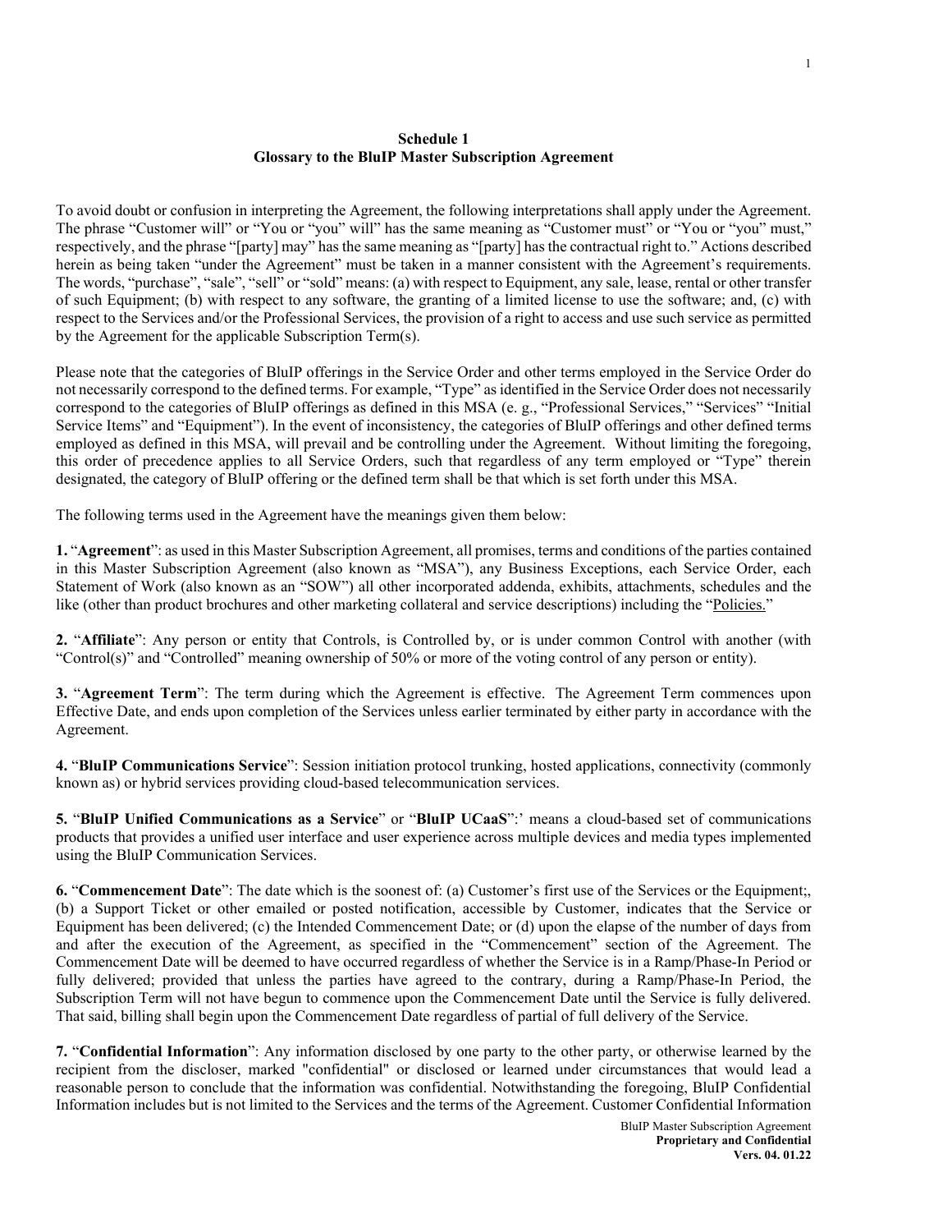**Schedule 1**
**Glossary to the BluIP Master Subscription Agreement**

To avoid doubt or confusion in interpreting the Agreement, the following interpretations shall apply under the Agreement. The phrase "Customer will" or "You or "you" will" has the same meaning as "Customer must" or "You or "you" must," respectively, and the phrase "[party] may" has the same meaning as "[party] has the contractual right to." Actions described herein as being taken "under the Agreement" must be taken in a manner consistent with the Agreement's requirements. The words, "purchase", "sale", "sell" or "sold" means: (a) with respect to Equipment, any sale, lease, rental or other transfer of such Equipment; (b) with respect to any software, the granting of a limited license to use the software; and, (c) with respect to the Services and/or the Professional Services, the provision of a right to access and use such service as permitted by the Agreement for the applicable Subscription Term(s).

Please note that the categories of BluIP offerings in the Service Order and other terms employed in the Service Order do not necessarily correspond to the defined terms. For example, "Type" as identified in the Service Order does not necessarily correspond to the categories of BluIP offerings as defined in this MSA (e. g., "Professional Services," "Services" "Initial Service Items" and "Equipment"). In the event of inconsistency, the categories of BluIP offerings and other defined terms employed as defined in this MSA, will prevail and be controlling under the Agreement. Without limiting the foregoing, this order of precedence applies to all Service Orders, such that regardless of any term employed or "Type" therein designated, the category of BluIP offering or the defined term shall be that which is set forth under this MSA.

The following terms used in the Agreement have the meanings given them below:

**1.** "**Agreement**": as used in this Master Subscription Agreement, all promises, terms and conditions of the parties contained in this Master Subscription Agreement (also known as "MSA"), any Business Exceptions, each Service Order, each Statement of Work (also known as an "SOW") all other incorporated addenda, exhibits, attachments, schedules and the like (other than product brochures and other marketing collateral and service descriptions) including the "Policies."

**2.** "**Affiliate**": Any person or entity that Controls, is Controlled by, or is under common Control with another (with "Control(s)" and "Controlled" meaning ownership of 50% or more of the voting control of any person or entity).

**3.** "**Agreement Term**": The term during which the Agreement is effective. The Agreement Term commences upon Effective Date, and ends upon completion of the Services unless earlier terminated by either party in accordance with the Agreement.

**4.** "**BluIP Communications Service**": Session initiation protocol trunking, hosted applications, connectivity (commonly known as) or hybrid services providing cloud-based telecommunication services.

**5.** "**BluIP Unified Communications as a Service**" or "**BluIP UCaaS**":' means a cloud-based set of communications products that provides a unified user interface and user experience across multiple devices and media types implemented using the BluIP Communication Services.

**6.** "**Commencement Date**": The date which is the soonest of: (a) Customer's first use of the Services or the Equipment;, (b) a Support Ticket or other emailed or posted notification, accessible by Customer, indicates that the Service or Equipment has been delivered; (c) the Intended Commencement Date; or (d) upon the elapse of the number of days from and after the execution of the Agreement, as specified in the "Commencement" section of the Agreement. The Commencement Date will be deemed to have occurred regardless of whether the Service is in a Ramp/Phase-In Period or fully delivered; provided that unless the parties have agreed to the contrary, during a Ramp/Phase-In Period, the Subscription Term will not have begun to commence upon the Commencement Date until the Service is fully delivered. That said, billing shall begin upon the Commencement Date regardless of partial of full delivery of the Service.

**7.** "**Confidential Information**": Any information disclosed by one party to the other party, or otherwise learned by the recipient from the discloser, marked "confidential" or disclosed or learned under circumstances that would lead a reasonable person to conclude that the information was confidential. Notwithstanding the foregoing, BluIP Confidential Information includes but is not limited to the Services and the terms of the Agreement. Customer Confidential Information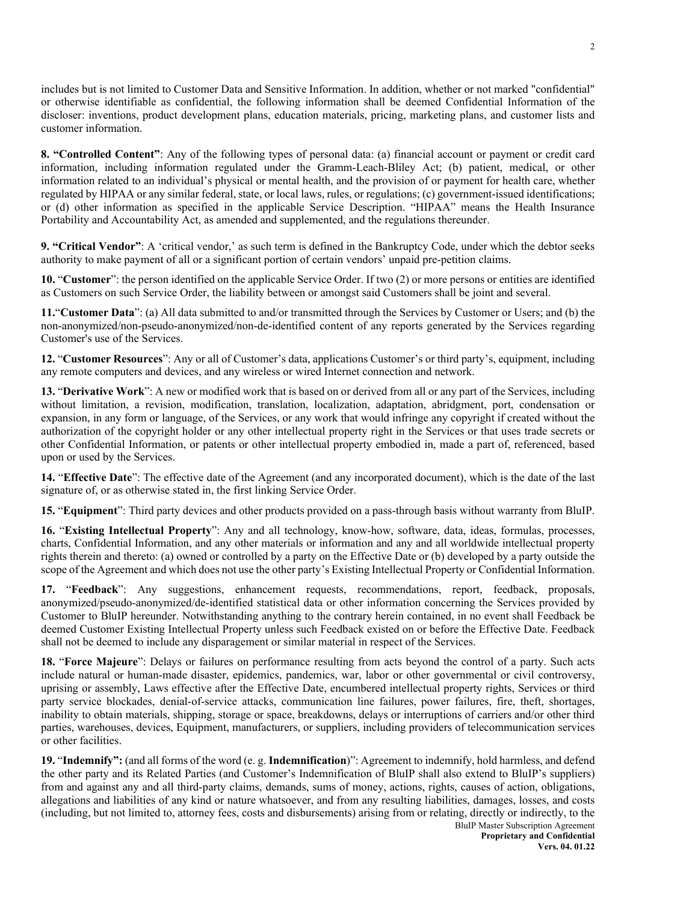includes but is not limited to Customer Data and Sensitive Information. In addition, whether or not marked "confidential" or otherwise identifiable as confidential, the following information shall be deemed Confidential Information of the discloser: inventions, product development plans, education materials, pricing, marketing plans, and customer lists and customer information.

**8. "Controlled Content"**: Any of the following types of personal data: (a) financial account or payment or credit card information, including information regulated under the Gramm-Leach-Bliley Act; (b) patient, medical, or other information related to an individual's physical or mental health, and the provision of or payment for health care, whether regulated by HIPAA or any similar federal, state, or local laws, rules, or regulations; (c) government-issued identifications; or (d) other information as specified in the applicable Service Description. "HIPAA" means the Health Insurance Portability and Accountability Act, as amended and supplemented, and the regulations thereunder.

**9. "Critical Vendor"**: A 'critical vendor,' as such term is defined in the Bankruptcy Code, under which the debtor seeks authority to make payment of all or a significant portion of certain vendors' unpaid pre-petition claims.

**10.** "**Customer**": the person identified on the applicable Service Order. If two (2) or more persons or entities are identified as Customers on such Service Order, the liability between or amongst said Customers shall be joint and several.

**11.**"**Customer Data**": (a) All data submitted to and/or transmitted through the Services by Customer or Users; and (b) the non-anonymized/non-pseudo-anonymized/non-de-identified content of any reports generated by the Services regarding Customer's use of the Services.

**12.** "**Customer Resources**": Any or all of Customer's data, applications Customer's or third party's, equipment, including any remote computers and devices, and any wireless or wired Internet connection and network.

**13.** "**Derivative Work**": A new or modified work that is based on or derived from all or any part of the Services, including without limitation, a revision, modification, translation, localization, adaptation, abridgment, port, condensation or expansion, in any form or language, of the Services, or any work that would infringe any copyright if created without the authorization of the copyright holder or any other intellectual property right in the Services or that uses trade secrets or other Confidential Information, or patents or other intellectual property embodied in, made a part of, referenced, based upon or used by the Services.

**14.** "**Effective Date**": The effective date of the Agreement (and any incorporated document), which is the date of the last signature of, or as otherwise stated in, the first linking Service Order.

**15.** "**Equipment**": Third party devices and other products provided on a pass-through basis without warranty from BluIP.

**16.** "**Existing Intellectual Property**": Any and all technology, know-how, software, data, ideas, formulas, processes, charts, Confidential Information, and any other materials or information and any and all worldwide intellectual property rights therein and thereto: (a) owned or controlled by a party on the Effective Date or (b) developed by a party outside the scope of the Agreement and which does not use the other party's Existing Intellectual Property or Confidential Information.

**17.** "**Feedback**": Any suggestions, enhancement requests, recommendations, report, feedback, proposals, anonymized/pseudo-anonymized/de-identified statistical data or other information concerning the Services provided by Customer to BluIP hereunder. Notwithstanding anything to the contrary herein contained, in no event shall Feedback be deemed Customer Existing Intellectual Property unless such Feedback existed on or before the Effective Date. Feedback shall not be deemed to include any disparagement or similar material in respect of the Services.

**18.** "**Force Majeure**": Delays or failures on performance resulting from acts beyond the control of a party. Such acts include natural or human-made disaster, epidemics, pandemics, war, labor or other governmental or civil controversy, uprising or assembly, Laws effective after the Effective Date, encumbered intellectual property rights, Services or third party service blockades, denial-of-service attacks, communication line failures, power failures, fire, theft, shortages, inability to obtain materials, shipping, storage or space, breakdowns, delays or interruptions of carriers and/or other third parties, warehouses, devices, Equipment, manufacturers, or suppliers, including providers of telecommunication services or other facilities.

**19.** "**Indemnify":** (and all forms of the word (e. g. **Indemnification**)": Agreement to indemnify, hold harmless, and defend the other party and its Related Parties (and Customer's Indemnification of BluIP shall also extend to BluIP's suppliers) from and against any and all third-party claims, demands, sums of money, actions, rights, causes of action, obligations, allegations and liabilities of any kind or nature whatsoever, and from any resulting liabilities, damages, losses, and costs (including, but not limited to, attorney fees, costs and disbursements) arising from or relating, directly or indirectly, to the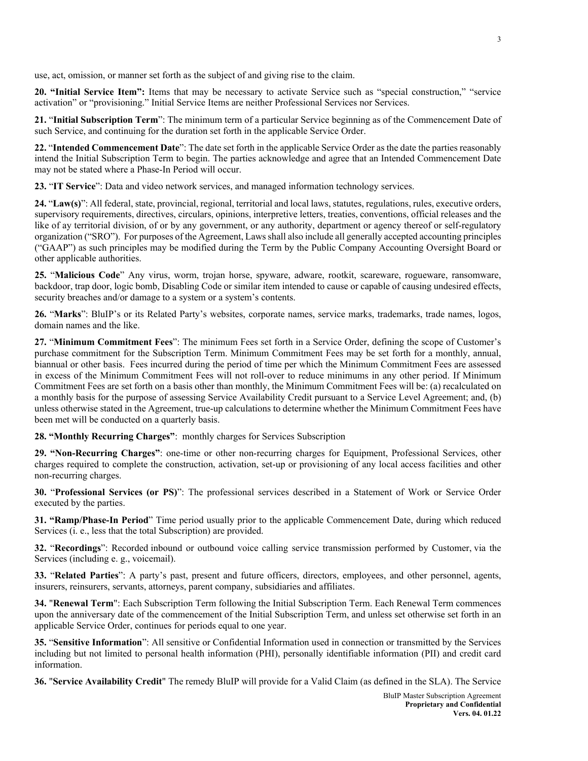use, act, omission, or manner set forth as the subject of and giving rise to the claim.

**20. "Initial Service Item":** Items that may be necessary to activate Service such as "special construction," "service activation" or "provisioning." Initial Service Items are neither Professional Services nor Services.

**21.** "**Initial Subscription Term**": The minimum term of a particular Service beginning as of the Commencement Date of such Service, and continuing for the duration set forth in the applicable Service Order.

**22.** "**Intended Commencement Date**": The date set forth in the applicable Service Order as the date the parties reasonably intend the Initial Subscription Term to begin. The parties acknowledge and agree that an Intended Commencement Date may not be stated where a Phase-In Period will occur.

**23.** "**IT Service**": Data and video network services, and managed information technology services.

**24.** "**Law(s)**": All federal, state, provincial, regional, territorial and local laws, statutes, regulations, rules, executive orders, supervisory requirements, directives, circulars, opinions, interpretive letters, treaties, conventions, official releases and the like of ay territorial division, of or by any government, or any authority, department or agency thereof or self-regulatory organization ("SRO"). For purposes of the Agreement, Laws shall also include all generally accepted accounting principles ("GAAP") as such principles may be modified during the Term by the Public Company Accounting Oversight Board or other applicable authorities.

**25.** "**Malicious Code**" Any virus, worm, trojan horse, spyware, adware, rootkit, scareware, rogueware, ransomware, backdoor, trap door, logic bomb, Disabling Code or similar item intended to cause or capable of causing undesired effects, security breaches and/or damage to a system or a system's contents.

**26.** "**Marks**": BluIP's or its Related Party's websites, corporate names, service marks, trademarks, trade names, logos, domain names and the like.

**27.** "**Minimum Commitment Fees**": The minimum Fees set forth in a Service Order, defining the scope of Customer's purchase commitment for the Subscription Term. Minimum Commitment Fees may be set forth for a monthly, annual, biannual or other basis. Fees incurred during the period of time per which the Minimum Commitment Fees are assessed in excess of the Minimum Commitment Fees will not roll-over to reduce minimums in any other period. If Minimum Commitment Fees are set forth on a basis other than monthly, the Minimum Commitment Fees will be: (a) recalculated on a monthly basis for the purpose of assessing Service Availability Credit pursuant to a Service Level Agreement; and, (b) unless otherwise stated in the Agreement, true-up calculations to determine whether the Minimum Commitment Fees have been met will be conducted on a quarterly basis.

**28. "Monthly Recurring Charges"**: monthly charges for Services Subscription

**29. "Non-Recurring Charges"**: one-time or other non-recurring charges for Equipment, Professional Services, other charges required to complete the construction, activation, set-up or provisioning of any local access facilities and other non-recurring charges.

**30.** "**Professional Services (or PS)**": The professional services described in a Statement of Work or Service Order executed by the parties.

**31. "Ramp/Phase-In Period**" Time period usually prior to the applicable Commencement Date, during which reduced Services (i. e., less that the total Subscription) are provided.

**32.** "**Recordings**": Recorded inbound or outbound voice calling service transmission performed by Customer, via the Services (including e. g., voicemail).

**33.** "**Related Parties**": A party's past, present and future officers, directors, employees, and other personnel, agents, insurers, reinsurers, servants, attorneys, parent company, subsidiaries and affiliates.

**34.** "**Renewal Term**": Each Subscription Term following the Initial Subscription Term. Each Renewal Term commences upon the anniversary date of the commencement of the Initial Subscription Term, and unless set otherwise set forth in an applicable Service Order, continues for periods equal to one year.

**35.** "**Sensitive Information**": All sensitive or Confidential Information used in connection or transmitted by the Services including but not limited to personal health information (PHI), personally identifiable information (PII) and credit card information.

**36.** "**Service Availability Credit**" The remedy BluIP will provide for a Valid Claim (as defined in the SLA). The Service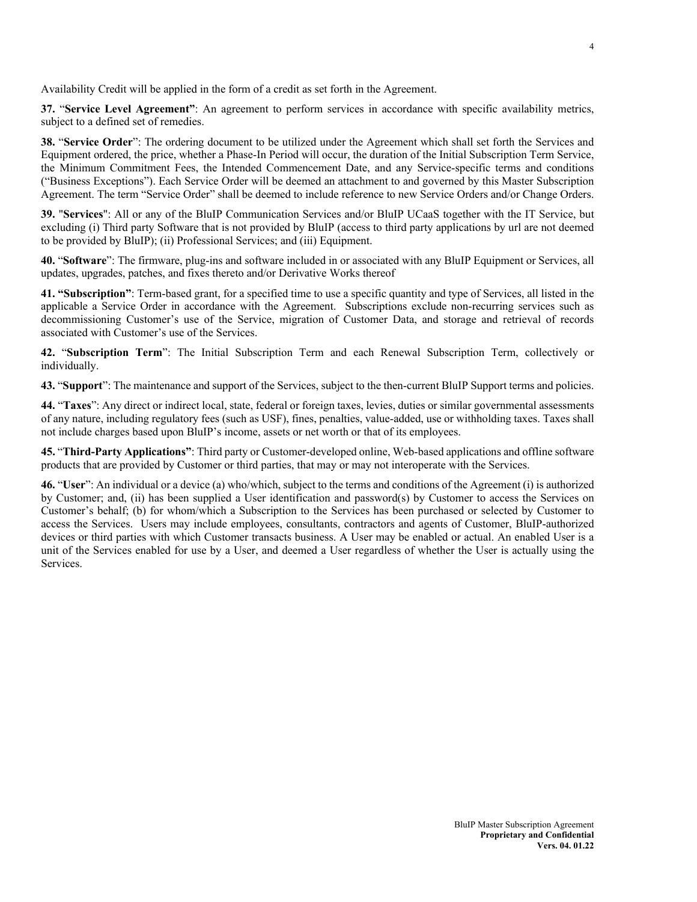Availability Credit will be applied in the form of a credit as set forth in the Agreement.

**37.** "**Service Level Agreement"**: An agreement to perform services in accordance with specific availability metrics, subject to a defined set of remedies.

**38.** "**Service Order**": The ordering document to be utilized under the Agreement which shall set forth the Services and Equipment ordered, the price, whether a Phase-In Period will occur, the duration of the Initial Subscription Term Service, the Minimum Commitment Fees, the Intended Commencement Date, and any Service-specific terms and conditions ("Business Exceptions"). Each Service Order will be deemed an attachment to and governed by this Master Subscription Agreement. The term "Service Order" shall be deemed to include reference to new Service Orders and/or Change Orders.

**39.** "**Services**": All or any of the BluIP Communication Services and/or BluIP UCaaS together with the IT Service, but excluding (i) Third party Software that is not provided by BluIP (access to third party applications by url are not deemed to be provided by BluIP); (ii) Professional Services; and (iii) Equipment.

**40.** "**Software**": The firmware, plug-ins and software included in or associated with any BluIP Equipment or Services, all updates, upgrades, patches, and fixes thereto and/or Derivative Works thereof

**41. "Subscription"**: Term-based grant, for a specified time to use a specific quantity and type of Services, all listed in the applicable a Service Order in accordance with the Agreement. Subscriptions exclude non-recurring services such as decommissioning Customer's use of the Service, migration of Customer Data, and storage and retrieval of records associated with Customer's use of the Services.

**42.** "**Subscription Term**": The Initial Subscription Term and each Renewal Subscription Term, collectively or individually.

**43.** "**Support**": The maintenance and support of the Services, subject to the then-current BluIP Support terms and policies.

**44.** "**Taxes**": Any direct or indirect local, state, federal or foreign taxes, levies, duties or similar governmental assessments of any nature, including regulatory fees (such as USF), fines, penalties, value-added, use or withholding taxes. Taxes shall not include charges based upon BluIP's income, assets or net worth or that of its employees.

**45.** "**Third-Party Applications"**: Third party or Customer-developed online, Web-based applications and offline software products that are provided by Customer or third parties, that may or may not interoperate with the Services.

**46.** "**User**": An individual or a device (a) who/which, subject to the terms and conditions of the Agreement (i) is authorized by Customer; and, (ii) has been supplied a User identification and password(s) by Customer to access the Services on Customer's behalf; (b) for whom/which a Subscription to the Services has been purchased or selected by Customer to access the Services. Users may include employees, consultants, contractors and agents of Customer, BluIP-authorized devices or third parties with which Customer transacts business. A User may be enabled or actual. An enabled User is a unit of the Services enabled for use by a User, and deemed a User regardless of whether the User is actually using the Services.